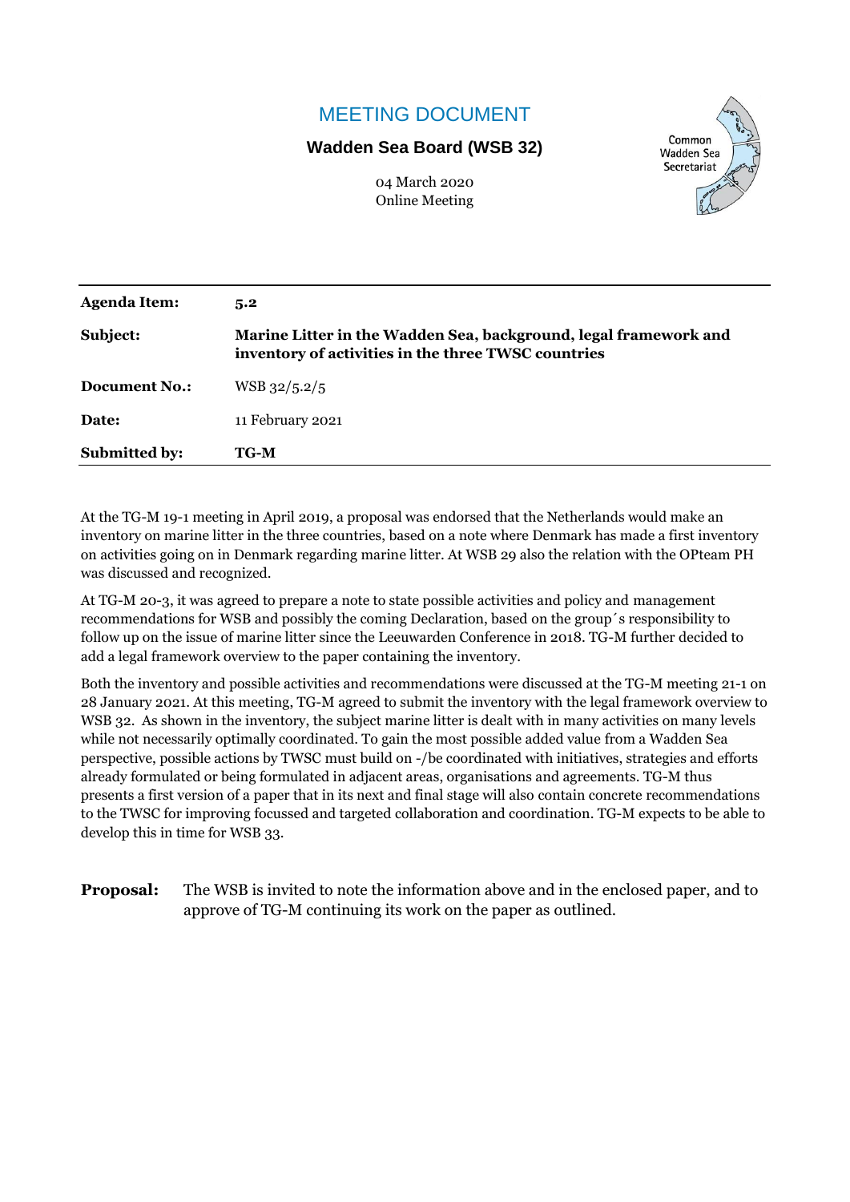# MEETING DOCUMENT

**Wadden Sea Board (WSB 32)**

04 March 2020
Online Meeting

Common Wadden Sea Secretariat

| | |
|---|---|
| **Agenda Item:** | **5.2** |
| **Subject:** | **Marine Litter in the Wadden Sea, background, legal framework and inventory of activities in the three TWSC countries** |
| **Document No.:** | WSB 32/5.2/5 |
| **Date:** | 11 February 2021 |
| **Submitted by:** | **TG-M** |

At the TG-M 19-1 meeting in April 2019, a proposal was endorsed that the Netherlands would make an inventory on marine litter in the three countries, based on a note where Denmark has made a first inventory on activities going on in Denmark regarding marine litter. At WSB 29 also the relation with the OPteam PH was discussed and recognized.

At TG-M 20-3, it was agreed to prepare a note to state possible activities and policy and management recommendations for WSB and possibly the coming Declaration, based on the group´s responsibility to follow up on the issue of marine litter since the Leeuwarden Conference in 2018. TG-M further decided to add a legal framework overview to the paper containing the inventory.

Both the inventory and possible activities and recommendations were discussed at the TG-M meeting 21-1 on 28 January 2021. At this meeting, TG-M agreed to submit the inventory with the legal framework overview to WSB 32. As shown in the inventory, the subject marine litter is dealt with in many activities on many levels while not necessarily optimally coordinated. To gain the most possible added value from a Wadden Sea perspective, possible actions by TWSC must build on -/be coordinated with initiatives, strategies and efforts already formulated or being formulated in adjacent areas, organisations and agreements. TG-M thus presents a first version of a paper that in its next and final stage will also contain concrete recommendations to the TWSC for improving focussed and targeted collaboration and coordination. TG-M expects to be able to develop this in time for WSB 33.

**Proposal:** The WSB is invited to note the information above and in the enclosed paper, and to approve of TG-M continuing its work on the paper as outlined.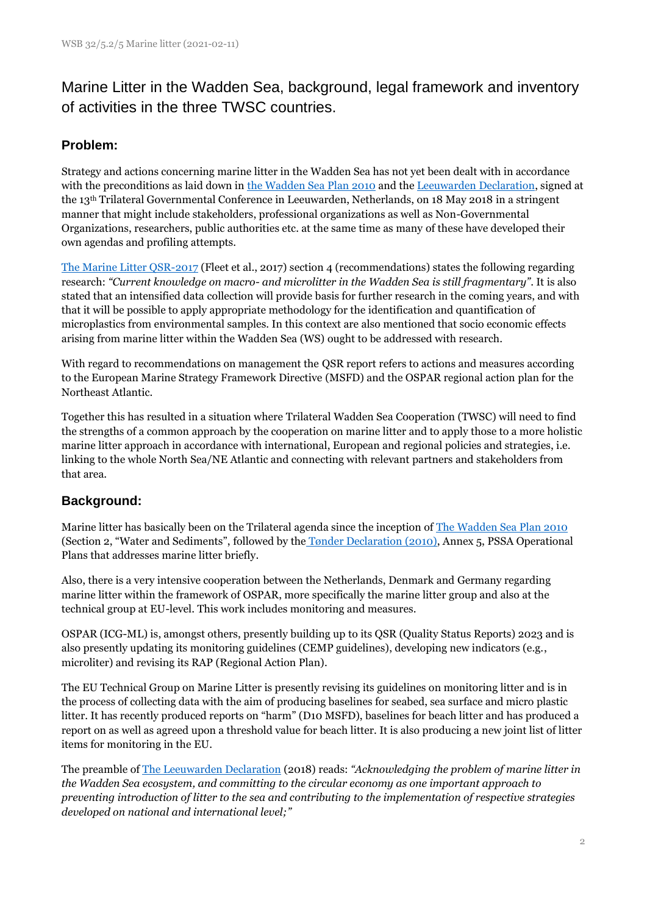# Marine Litter in the Wadden Sea, background, legal framework and inventory of activities in the three TWSC countries.

## Problem:

Strategy and actions concerning marine litter in the Wadden Sea has not yet been dealt with in accordance with the preconditions as laid down in the Wadden Sea Plan 2010 and the Leeuwarden Declaration, signed at the 13th Trilateral Governmental Conference in Leeuwarden, Netherlands, on 18 May 2018 in a stringent manner that might include stakeholders, professional organizations as well as Non-Governmental Organizations, researchers, public authorities etc. at the same time as many of these have developed their own agendas and profiling attempts.

The Marine Litter QSR-2017 (Fleet et al., 2017) section 4 (recommendations) states the following regarding research: *"Current knowledge on macro- and microlitter in the Wadden Sea is still fragmentary"*. It is also stated that an intensified data collection will provide basis for further research in the coming years, and with that it will be possible to apply appropriate methodology for the identification and quantification of microplastics from environmental samples. In this context are also mentioned that socio economic effects arising from marine litter within the Wadden Sea (WS) ought to be addressed with research.

With regard to recommendations on management the QSR report refers to actions and measures according to the European Marine Strategy Framework Directive (MSFD) and the OSPAR regional action plan for the Northeast Atlantic.

Together this has resulted in a situation where Trilateral Wadden Sea Cooperation (TWSC) will need to find the strengths of a common approach by the cooperation on marine litter and to apply those to a more holistic marine litter approach in accordance with international, European and regional policies and strategies, i.e. linking to the whole North Sea/NE Atlantic and connecting with relevant partners and stakeholders from that area.

## Background:

Marine litter has basically been on the Trilateral agenda since the inception of The Wadden Sea Plan 2010 (Section 2, "Water and Sediments", followed by the Tønder Declaration (2010), Annex 5, PSSA Operational Plans that addresses marine litter briefly.

Also, there is a very intensive cooperation between the Netherlands, Denmark and Germany regarding marine litter within the framework of OSPAR, more specifically the marine litter group and also at the technical group at EU-level. This work includes monitoring and measures.

OSPAR (ICG-ML) is, amongst others, presently building up to its QSR (Quality Status Reports) 2023 and is also presently updating its monitoring guidelines (CEMP guidelines), developing new indicators (e.g., microliter) and revising its RAP (Regional Action Plan).

The EU Technical Group on Marine Litter is presently revising its guidelines on monitoring litter and is in the process of collecting data with the aim of producing baselines for seabed, sea surface and micro plastic litter. It has recently produced reports on "harm" (D10 MSFD), baselines for beach litter and has produced a report on as well as agreed upon a threshold value for beach litter. It is also producing a new joint list of litter items for monitoring in the EU.

The preamble of The Leeuwarden Declaration (2018) reads: *"Acknowledging the problem of marine litter in the Wadden Sea ecosystem, and committing to the circular economy as one important approach to preventing introduction of litter to the sea and contributing to the implementation of respective strategies developed on national and international level;"*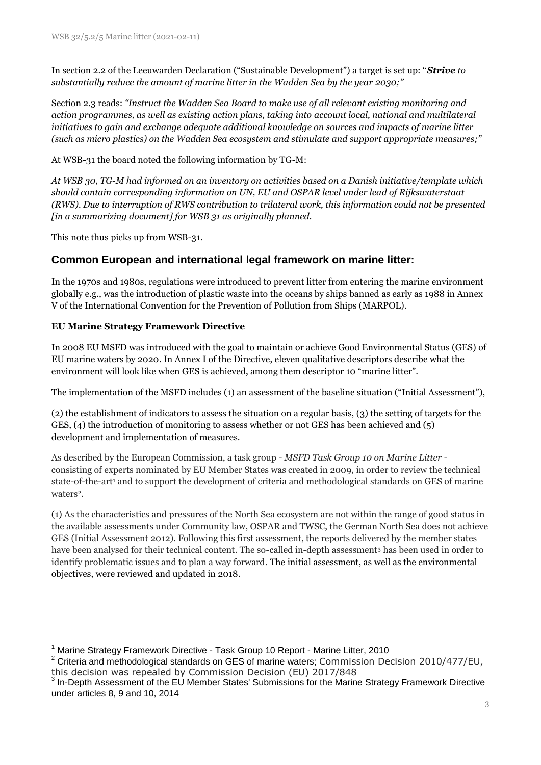In section 2.2 of the Leeuwarden Declaration ("Sustainable Development") a target is set up: "***Strive*** *to substantially reduce the amount of marine litter in the Wadden Sea by the year 2030;"*

Section 2.3 reads: *"Instruct the Wadden Sea Board to make use of all relevant existing monitoring and action programmes, as well as existing action plans, taking into account local, national and multilateral initiatives to gain and exchange adequate additional knowledge on sources and impacts of marine litter (such as micro plastics) on the Wadden Sea ecosystem and stimulate and support appropriate measures;"*

At WSB-31 the board noted the following information by TG-M:

*At WSB 30, TG-M had informed on an inventory on activities based on a Danish initiative/template which should contain corresponding information on UN, EU and OSPAR level under lead of Rijkswaterstaat (RWS). Due to interruption of RWS contribution to trilateral work, this information could not be presented [in a summarizing document] for WSB 31 as originally planned.*

This note thus picks up from WSB-31.

## Common European and international legal framework on marine litter:

In the 1970s and 1980s, regulations were introduced to prevent litter from entering the marine environment globally e.g., was the introduction of plastic waste into the oceans by ships banned as early as 1988 in Annex V of the International Convention for the Prevention of Pollution from Ships (MARPOL).

**EU Marine Strategy Framework Directive**

In 2008 EU MSFD was introduced with the goal to maintain or achieve Good Environmental Status (GES) of EU marine waters by 2020. In Annex I of the Directive, eleven qualitative descriptors describe what the environment will look like when GES is achieved, among them descriptor 10 "marine litter".

The implementation of the MSFD includes (1) an assessment of the baseline situation ("Initial Assessment"),

(2) the establishment of indicators to assess the situation on a regular basis, (3) the setting of targets for the GES, (4) the introduction of monitoring to assess whether or not GES has been achieved and (5) development and implementation of measures.

As described by the European Commission, a task group - *MSFD Task Group 10 on Marine Litter* - consisting of experts nominated by EU Member States was created in 2009, in order to review the technical state-of-the-art[1] and to support the development of criteria and methodological standards on GES of marine waters[2].

(1) As the characteristics and pressures of the North Sea ecosystem are not within the range of good status in the available assessments under Community law, OSPAR and TWSC, the German North Sea does not achieve GES (Initial Assessment 2012). Following this first assessment, the reports delivered by the member states have been analysed for their technical content. The so-called in-depth assessment[3] has been used in order to identify problematic issues and to plan a way forward. The initial assessment, as well as the environmental objectives, were reviewed and updated in 2018.

---

[1] Marine Strategy Framework Directive - Task Group 10 Report - Marine Litter, 2010

[2] Criteria and methodological standards on GES of marine waters; Commission Decision 2010/477/EU, this decision was repealed by Commission Decision (EU) 2017/848

[3] In-Depth Assessment of the EU Member States' Submissions for the Marine Strategy Framework Directive under articles 8, 9 and 10, 2014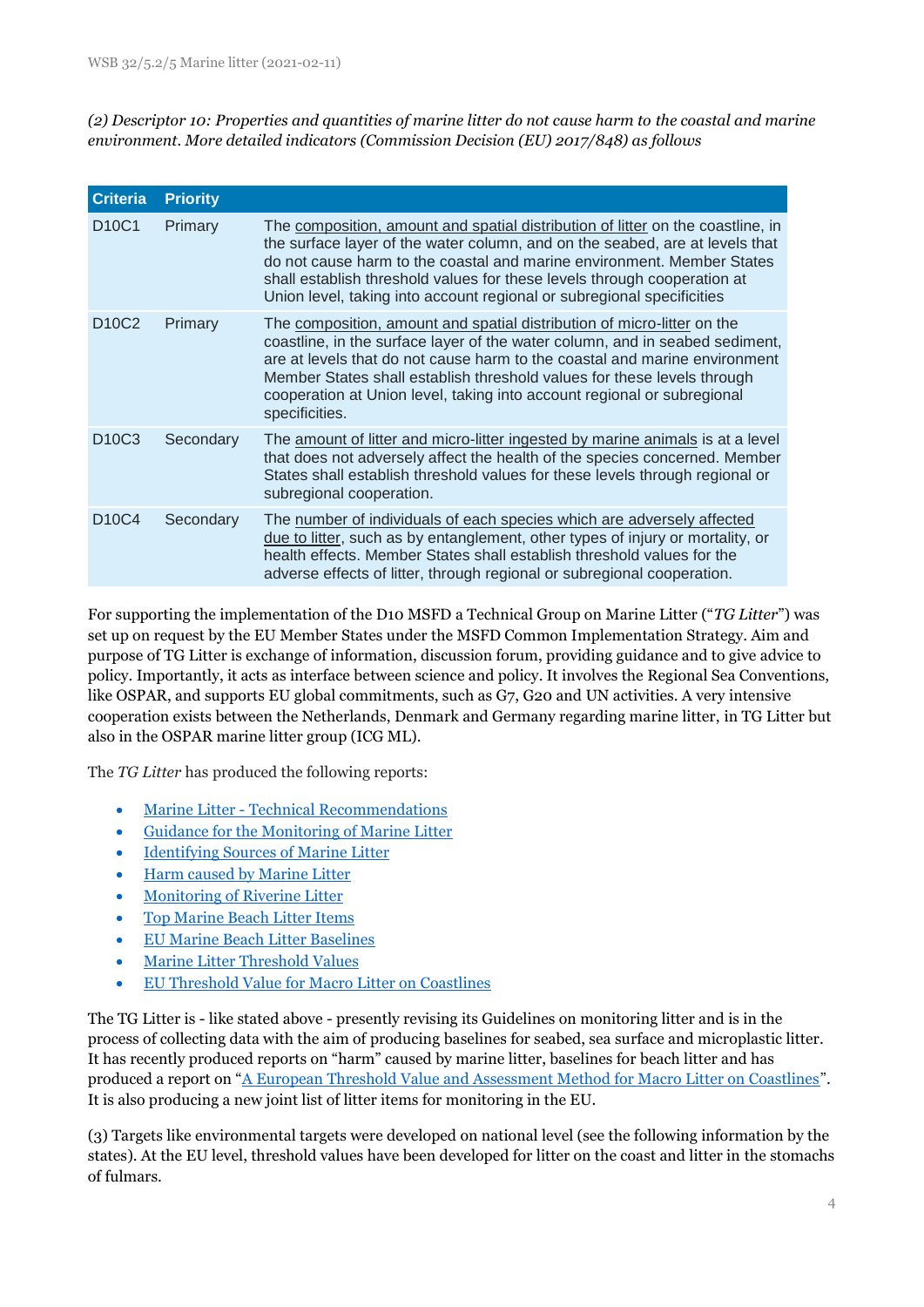*(2) Descriptor 10: Properties and quantities of marine litter do not cause harm to the coastal and marine environment. More detailed indicators (Commission Decision (EU) 2017/848) as follows*

| Criteria | Priority | |
|---|---|---|
| D10C1 | Primary | The composition, amount and spatial distribution of litter on the coastline, in the surface layer of the water column, and on the seabed, are at levels that do not cause harm to the coastal and marine environment. Member States shall establish threshold values for these levels through cooperation at Union level, taking into account regional or subregional specificities |
| D10C2 | Primary | The composition, amount and spatial distribution of micro-litter on the coastline, in the surface layer of the water column, and in seabed sediment, are at levels that do not cause harm to the coastal and marine environment Member States shall establish threshold values for these levels through cooperation at Union level, taking into account regional or subregional specificities. |
| D10C3 | Secondary | The amount of litter and micro-litter ingested by marine animals is at a level that does not adversely affect the health of the species concerned. Member States shall establish threshold values for these levels through regional or subregional cooperation. |
| D10C4 | Secondary | The number of individuals of each species which are adversely affected due to litter, such as by entanglement, other types of injury or mortality, or health effects. Member States shall establish threshold values for the adverse effects of litter, through regional or subregional cooperation. |

For supporting the implementation of the D10 MSFD a Technical Group on Marine Litter ("*TG Litter*") was set up on request by the EU Member States under the MSFD Common Implementation Strategy. Aim and purpose of TG Litter is exchange of information, discussion forum, providing guidance and to give advice to policy. Importantly, it acts as interface between science and policy. It involves the Regional Sea Conventions, like OSPAR, and supports EU global commitments, such as G7, G20 and UN activities. A very intensive cooperation exists between the Netherlands, Denmark and Germany regarding marine litter, in TG Litter but also in the OSPAR marine litter group (ICG ML).

The *TG Litter* has produced the following reports:

- Marine Litter - Technical Recommendations
- Guidance for the Monitoring of Marine Litter
- Identifying Sources of Marine Litter
- Harm caused by Marine Litter
- Monitoring of Riverine Litter
- Top Marine Beach Litter Items
- EU Marine Beach Litter Baselines
- Marine Litter Threshold Values
- EU Threshold Value for Macro Litter on Coastlines

The TG Litter is - like stated above - presently revising its Guidelines on monitoring litter and is in the process of collecting data with the aim of producing baselines for seabed, sea surface and microplastic litter. It has recently produced reports on "harm" caused by marine litter, baselines for beach litter and has produced a report on "A European Threshold Value and Assessment Method for Macro Litter on Coastlines". It is also producing a new joint list of litter items for monitoring in the EU.

(3) Targets like environmental targets were developed on national level (see the following information by the states). At the EU level, threshold values have been developed for litter on the coast and litter in the stomachs of fulmars.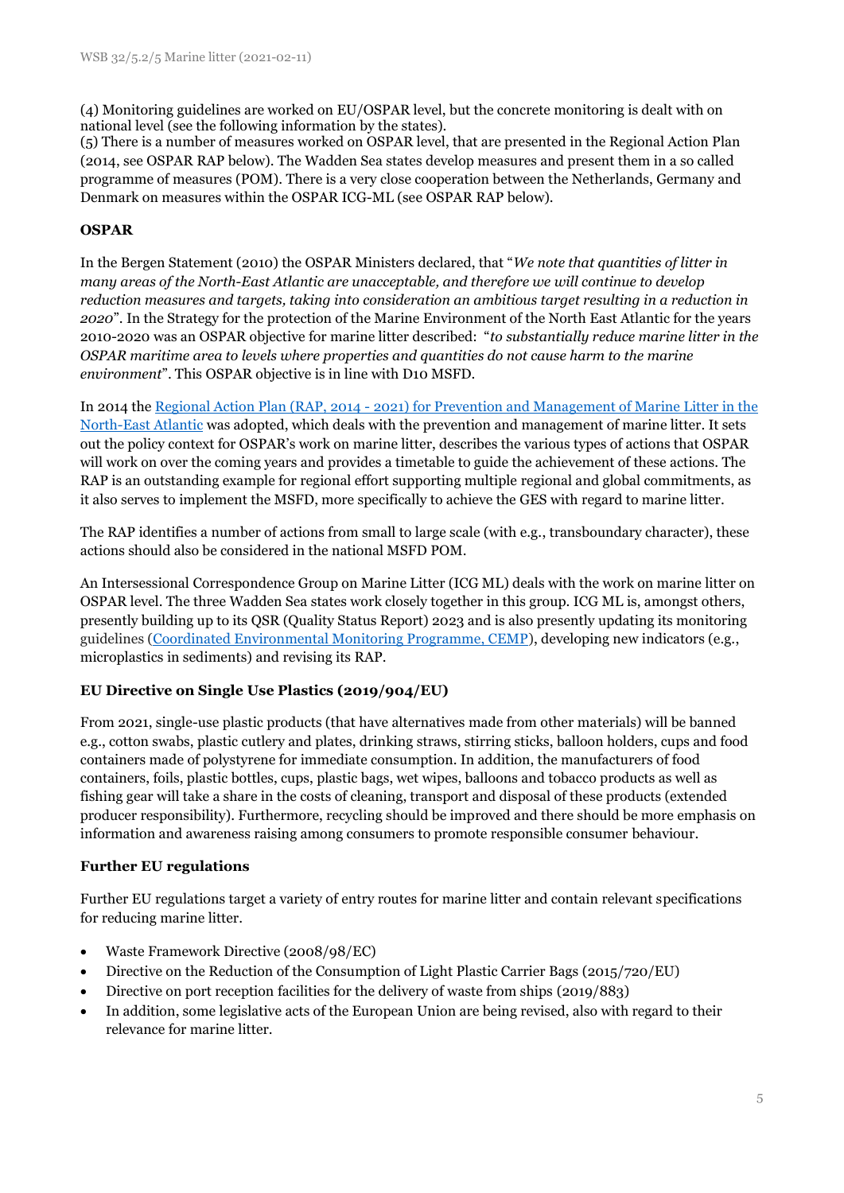(4) Monitoring guidelines are worked on EU/OSPAR level, but the concrete monitoring is dealt with on national level (see the following information by the states).
(5) There is a number of measures worked on OSPAR level, that are presented in the Regional Action Plan (2014, see OSPAR RAP below). The Wadden Sea states develop measures and present them in a so called programme of measures (POM). There is a very close cooperation between the Netherlands, Germany and Denmark on measures within the OSPAR ICG-ML (see OSPAR RAP below).

**OSPAR**

In the Bergen Statement (2010) the OSPAR Ministers declared, that "*We note that quantities of litter in many areas of the North-East Atlantic are unacceptable, and therefore we will continue to develop reduction measures and targets, taking into consideration an ambitious target resulting in a reduction in 2020*". In the Strategy for the protection of the Marine Environment of the North East Atlantic for the years 2010-2020 was an OSPAR objective for marine litter described: "*to substantially reduce marine litter in the OSPAR maritime area to levels where properties and quantities do not cause harm to the marine environment*". This OSPAR objective is in line with D10 MSFD.

In 2014 the Regional Action Plan (RAP, 2014 - 2021) for Prevention and Management of Marine Litter in the North-East Atlantic was adopted, which deals with the prevention and management of marine litter. It sets out the policy context for OSPAR's work on marine litter, describes the various types of actions that OSPAR will work on over the coming years and provides a timetable to guide the achievement of these actions. The RAP is an outstanding example for regional effort supporting multiple regional and global commitments, as it also serves to implement the MSFD, more specifically to achieve the GES with regard to marine litter.

The RAP identifies a number of actions from small to large scale (with e.g., transboundary character), these actions should also be considered in the national MSFD POM.

An Intersessional Correspondence Group on Marine Litter (ICG ML) deals with the work on marine litter on OSPAR level. The three Wadden Sea states work closely together in this group. ICG ML is, amongst others, presently building up to its QSR (Quality Status Report) 2023 and is also presently updating its monitoring guidelines (Coordinated Environmental Monitoring Programme, CEMP), developing new indicators (e.g., microplastics in sediments) and revising its RAP.

**EU Directive on Single Use Plastics (2019/904/EU)**

From 2021, single-use plastic products (that have alternatives made from other materials) will be banned e.g., cotton swabs, plastic cutlery and plates, drinking straws, stirring sticks, balloon holders, cups and food containers made of polystyrene for immediate consumption. In addition, the manufacturers of food containers, foils, plastic bottles, cups, plastic bags, wet wipes, balloons and tobacco products as well as fishing gear will take a share in the costs of cleaning, transport and disposal of these products (extended producer responsibility). Furthermore, recycling should be improved and there should be more emphasis on information and awareness raising among consumers to promote responsible consumer behaviour.

**Further EU regulations**

Further EU regulations target a variety of entry routes for marine litter and contain relevant specifications for reducing marine litter.

- Waste Framework Directive (2008/98/EC)
- Directive on the Reduction of the Consumption of Light Plastic Carrier Bags (2015/720/EU)
- Directive on port reception facilities for the delivery of waste from ships (2019/883)
- In addition, some legislative acts of the European Union are being revised, also with regard to their relevance for marine litter.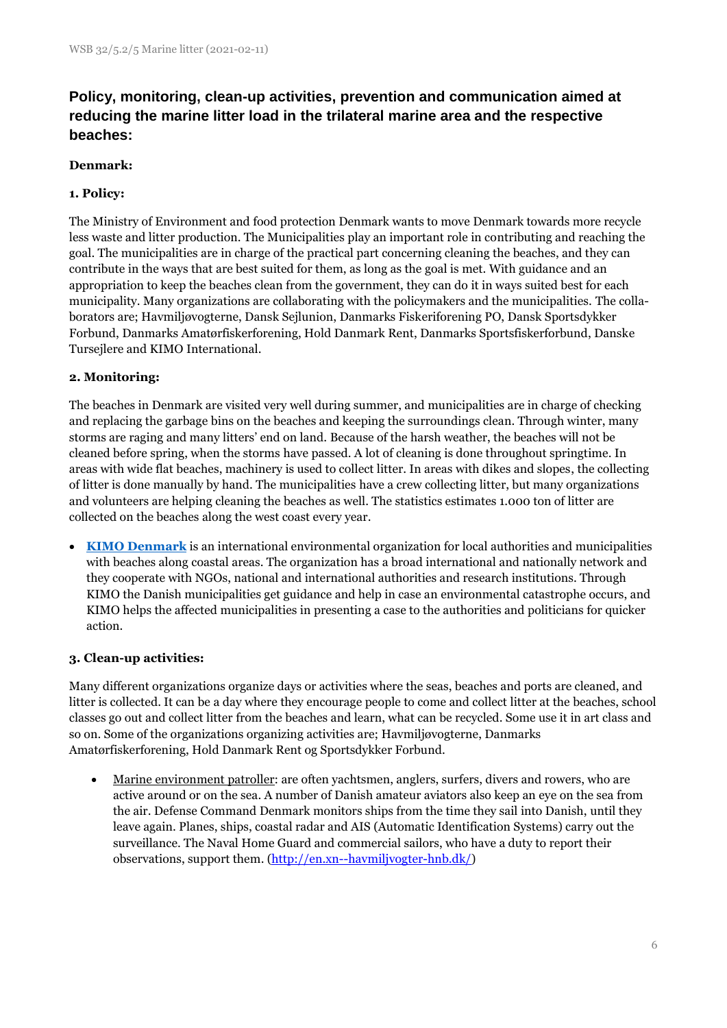## Policy, monitoring, clean-up activities, prevention and communication aimed at reducing the marine litter load in the trilateral marine area and the respective beaches:

**Denmark:**

**1. Policy:**

The Ministry of Environment and food protection Denmark wants to move Denmark towards more recycle less waste and litter production. The Municipalities play an important role in contributing and reaching the goal. The municipalities are in charge of the practical part concerning cleaning the beaches, and they can contribute in the ways that are best suited for them, as long as the goal is met. With guidance and an appropriation to keep the beaches clean from the government, they can do it in ways suited best for each municipality. Many organizations are collaborating with the policymakers and the municipalities. The collaborators are; Havmiljøvogterne, Dansk Sejlunion, Danmarks Fiskeriforening PO, Dansk Sportsdykker Forbund, Danmarks Amatørfiskerforening, Hold Danmark Rent, Danmarks Sportsfiskerforbund, Danske Tursejlere and KIMO International.

**2. Monitoring:**

The beaches in Denmark are visited very well during summer, and municipalities are in charge of checking and replacing the garbage bins on the beaches and keeping the surroundings clean. Through winter, many storms are raging and many litters' end on land. Because of the harsh weather, the beaches will not be cleaned before spring, when the storms have passed. A lot of cleaning is done throughout springtime. In areas with wide flat beaches, machinery is used to collect litter. In areas with dikes and slopes, the collecting of litter is done manually by hand. The municipalities have a crew collecting litter, but many organizations and volunteers are helping cleaning the beaches as well. The statistics estimates 1.000 ton of litter are collected on the beaches along the west coast every year.

- **KIMO Denmark** is an international environmental organization for local authorities and municipalities with beaches along coastal areas. The organization has a broad international and nationally network and they cooperate with NGOs, national and international authorities and research institutions. Through KIMO the Danish municipalities get guidance and help in case an environmental catastrophe occurs, and KIMO helps the affected municipalities in presenting a case to the authorities and politicians for quicker action.

**3. Clean-up activities:**

Many different organizations organize days or activities where the seas, beaches and ports are cleaned, and litter is collected. It can be a day where they encourage people to come and collect litter at the beaches, school classes go out and collect litter from the beaches and learn, what can be recycled. Some use it in art class and so on. Some of the organizations organizing activities are; Havmiljøvogterne, Danmarks Amatørfiskerforening, Hold Danmark Rent og Sportsdykker Forbund.

- Marine environment patroller: are often yachtsmen, anglers, surfers, divers and rowers, who are active around or on the sea. A number of Danish amateur aviators also keep an eye on the sea from the air. Defense Command Denmark monitors ships from the time they sail into Danish, until they leave again. Planes, ships, coastal radar and AIS (Automatic Identification Systems) carry out the surveillance. The Naval Home Guard and commercial sailors, who have a duty to report their observations, support them. (http://en.xn--havmiljvogter-hnb.dk/)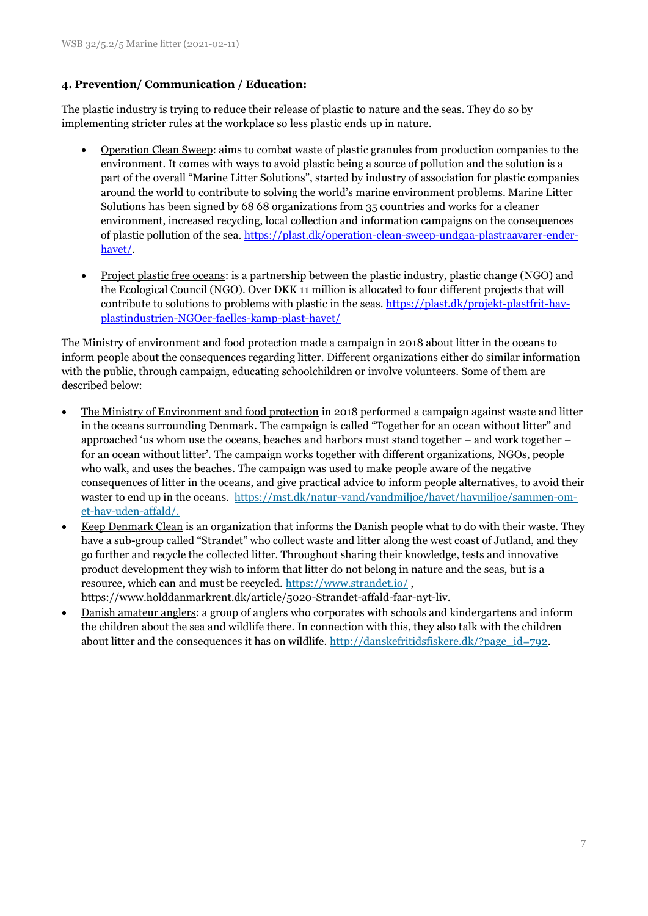#### 4. Prevention/ Communication / Education:

The plastic industry is trying to reduce their release of plastic to nature and the seas. They do so by implementing stricter rules at the workplace so less plastic ends up in nature.

- Operation Clean Sweep: aims to combat waste of plastic granules from production companies to the environment. It comes with ways to avoid plastic being a source of pollution and the solution is a part of the overall "Marine Litter Solutions", started by industry of association for plastic companies around the world to contribute to solving the world's marine environment problems. Marine Litter Solutions has been signed by 68 68 organizations from 35 countries and works for a cleaner environment, increased recycling, local collection and information campaigns on the consequences of plastic pollution of the sea. https://plast.dk/operation-clean-sweep-undgaa-plastraavarer-ender-havet/.

- Project plastic free oceans: is a partnership between the plastic industry, plastic change (NGO) and the Ecological Council (NGO). Over DKK 11 million is allocated to four different projects that will contribute to solutions to problems with plastic in the seas. https://plast.dk/projekt-plastfrit-hav-plastindustrien-NGOer-faelles-kamp-plast-havet/

The Ministry of environment and food protection made a campaign in 2018 about litter in the oceans to inform people about the consequences regarding litter. Different organizations either do similar information with the public, through campaign, educating schoolchildren or involve volunteers. Some of them are described below:

- The Ministry of Environment and food protection in 2018 performed a campaign against waste and litter in the oceans surrounding Denmark. The campaign is called "Together for an ocean without litter" and approached 'us whom use the oceans, beaches and harbors must stand together – and work together – for an ocean without litter'. The campaign works together with different organizations, NGOs, people who walk, and uses the beaches. The campaign was used to make people aware of the negative consequences of litter in the oceans, and give practical advice to inform people alternatives, to avoid their waster to end up in the oceans. https://mst.dk/natur-vand/vandmiljoe/havet/havmiljoe/sammen-om-et-hav-uden-affald/.
- Keep Denmark Clean is an organization that informs the Danish people what to do with their waste. They have a sub-group called "Strandet" who collect waste and litter along the west coast of Jutland, and they go further and recycle the collected litter. Throughout sharing their knowledge, tests and innovative product development they wish to inform that litter do not belong in nature and the seas, but is a resource, which can and must be recycled. https://www.strandet.io/ , https://www.holddanmarkrent.dk/article/5020-Strandet-affald-faar-nyt-liv.
- Danish amateur anglers: a group of anglers who corporates with schools and kindergartens and inform the children about the sea and wildlife there. In connection with this, they also talk with the children about litter and the consequences it has on wildlife. http://danskefritidsfiskere.dk/?page_id=792.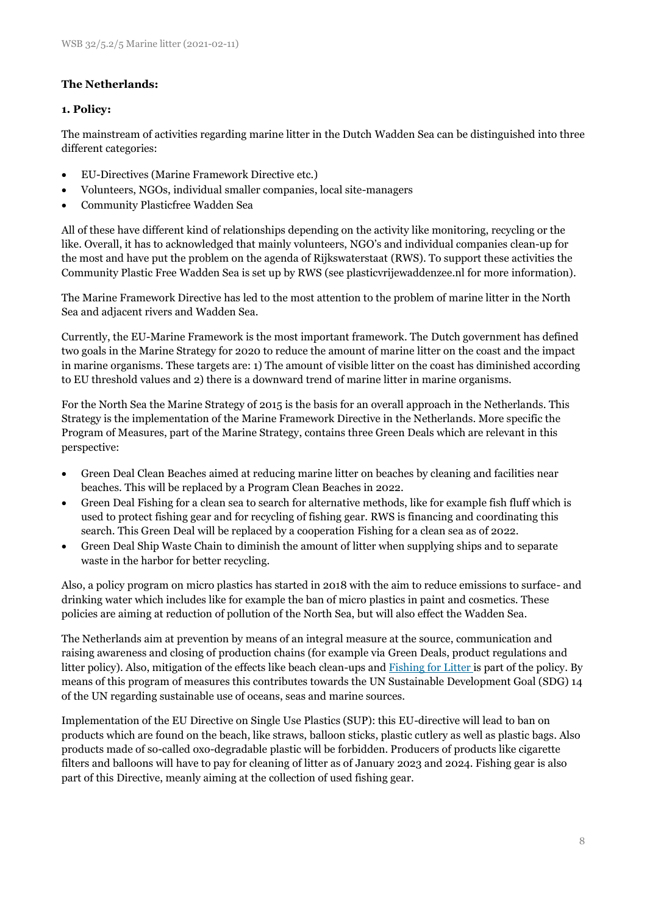**The Netherlands:**

**1. Policy:**

The mainstream of activities regarding marine litter in the Dutch Wadden Sea can be distinguished into three different categories:

- EU-Directives (Marine Framework Directive etc.)
- Volunteers, NGOs, individual smaller companies, local site-managers
- Community Plasticfree Wadden Sea

All of these have different kind of relationships depending on the activity like monitoring, recycling or the like. Overall, it has to acknowledged that mainly volunteers, NGO's and individual companies clean-up for the most and have put the problem on the agenda of Rijkswaterstaat (RWS). To support these activities the Community Plastic Free Wadden Sea is set up by RWS (see plasticvrijewaddenzee.nl for more information).

The Marine Framework Directive has led to the most attention to the problem of marine litter in the North Sea and adjacent rivers and Wadden Sea.

Currently, the EU-Marine Framework is the most important framework. The Dutch government has defined two goals in the Marine Strategy for 2020 to reduce the amount of marine litter on the coast and the impact in marine organisms. These targets are: 1) The amount of visible litter on the coast has diminished according to EU threshold values and 2) there is a downward trend of marine litter in marine organisms.

For the North Sea the Marine Strategy of 2015 is the basis for an overall approach in the Netherlands. This Strategy is the implementation of the Marine Framework Directive in the Netherlands. More specific the Program of Measures, part of the Marine Strategy, contains three Green Deals which are relevant in this perspective:

- Green Deal Clean Beaches aimed at reducing marine litter on beaches by cleaning and facilities near beaches. This will be replaced by a Program Clean Beaches in 2022.
- Green Deal Fishing for a clean sea to search for alternative methods, like for example fish fluff which is used to protect fishing gear and for recycling of fishing gear. RWS is financing and coordinating this search. This Green Deal will be replaced by a cooperation Fishing for a clean sea as of 2022.
- Green Deal Ship Waste Chain to diminish the amount of litter when supplying ships and to separate waste in the harbor for better recycling.

Also, a policy program on micro plastics has started in 2018 with the aim to reduce emissions to surface- and drinking water which includes like for example the ban of micro plastics in paint and cosmetics. These policies are aiming at reduction of pollution of the North Sea, but will also effect the Wadden Sea.

The Netherlands aim at prevention by means of an integral measure at the source, communication and raising awareness and closing of production chains (for example via Green Deals, product regulations and litter policy). Also, mitigation of the effects like beach clean-ups and Fishing for Litter is part of the policy. By means of this program of measures this contributes towards the UN Sustainable Development Goal (SDG) 14 of the UN regarding sustainable use of oceans, seas and marine sources.

Implementation of the EU Directive on Single Use Plastics (SUP): this EU-directive will lead to ban on products which are found on the beach, like straws, balloon sticks, plastic cutlery as well as plastic bags. Also products made of so-called oxo-degradable plastic will be forbidden. Producers of products like cigarette filters and balloons will have to pay for cleaning of litter as of January 2023 and 2024. Fishing gear is also part of this Directive, meanly aiming at the collection of used fishing gear.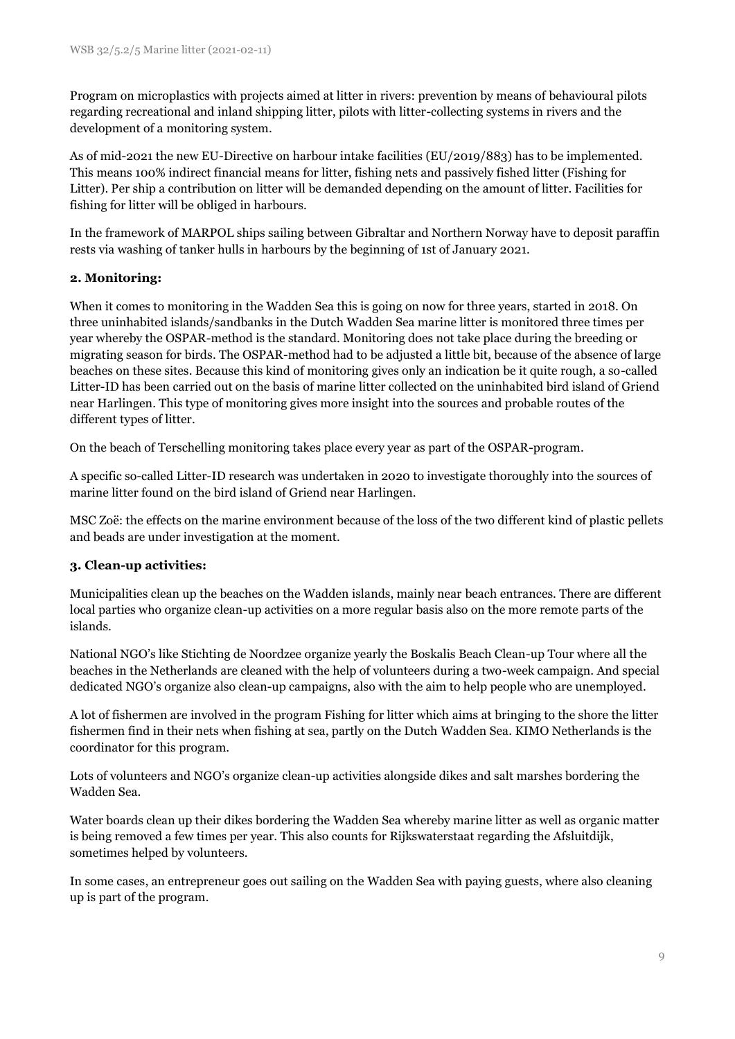Program on microplastics with projects aimed at litter in rivers: prevention by means of behavioural pilots regarding recreational and inland shipping litter, pilots with litter-collecting systems in rivers and the development of a monitoring system.

As of mid-2021 the new EU-Directive on harbour intake facilities (EU/2019/883) has to be implemented. This means 100% indirect financial means for litter, fishing nets and passively fished litter (Fishing for Litter). Per ship a contribution on litter will be demanded depending on the amount of litter. Facilities for fishing for litter will be obliged in harbours.

In the framework of MARPOL ships sailing between Gibraltar and Northern Norway have to deposit paraffin rests via washing of tanker hulls in harbours by the beginning of 1st of January 2021.

### 2. Monitoring:

When it comes to monitoring in the Wadden Sea this is going on now for three years, started in 2018. On three uninhabited islands/sandbanks in the Dutch Wadden Sea marine litter is monitored three times per year whereby the OSPAR-method is the standard. Monitoring does not take place during the breeding or migrating season for birds. The OSPAR-method had to be adjusted a little bit, because of the absence of large beaches on these sites. Because this kind of monitoring gives only an indication be it quite rough, a so-called Litter-ID has been carried out on the basis of marine litter collected on the uninhabited bird island of Griend near Harlingen. This type of monitoring gives more insight into the sources and probable routes of the different types of litter.

On the beach of Terschelling monitoring takes place every year as part of the OSPAR-program.

A specific so-called Litter-ID research was undertaken in 2020 to investigate thoroughly into the sources of marine litter found on the bird island of Griend near Harlingen.

MSC Zoë: the effects on the marine environment because of the loss of the two different kind of plastic pellets and beads are under investigation at the moment.

### 3. Clean-up activities:

Municipalities clean up the beaches on the Wadden islands, mainly near beach entrances. There are different local parties who organize clean-up activities on a more regular basis also on the more remote parts of the islands.

National NGO's like Stichting de Noordzee organize yearly the Boskalis Beach Clean-up Tour where all the beaches in the Netherlands are cleaned with the help of volunteers during a two-week campaign. And special dedicated NGO's organize also clean-up campaigns, also with the aim to help people who are unemployed.

A lot of fishermen are involved in the program Fishing for litter which aims at bringing to the shore the litter fishermen find in their nets when fishing at sea, partly on the Dutch Wadden Sea. KIMO Netherlands is the coordinator for this program.

Lots of volunteers and NGO's organize clean-up activities alongside dikes and salt marshes bordering the Wadden Sea.

Water boards clean up their dikes bordering the Wadden Sea whereby marine litter as well as organic matter is being removed a few times per year. This also counts for Rijkswaterstaat regarding the Afsluitdijk, sometimes helped by volunteers.

In some cases, an entrepreneur goes out sailing on the Wadden Sea with paying guests, where also cleaning up is part of the program.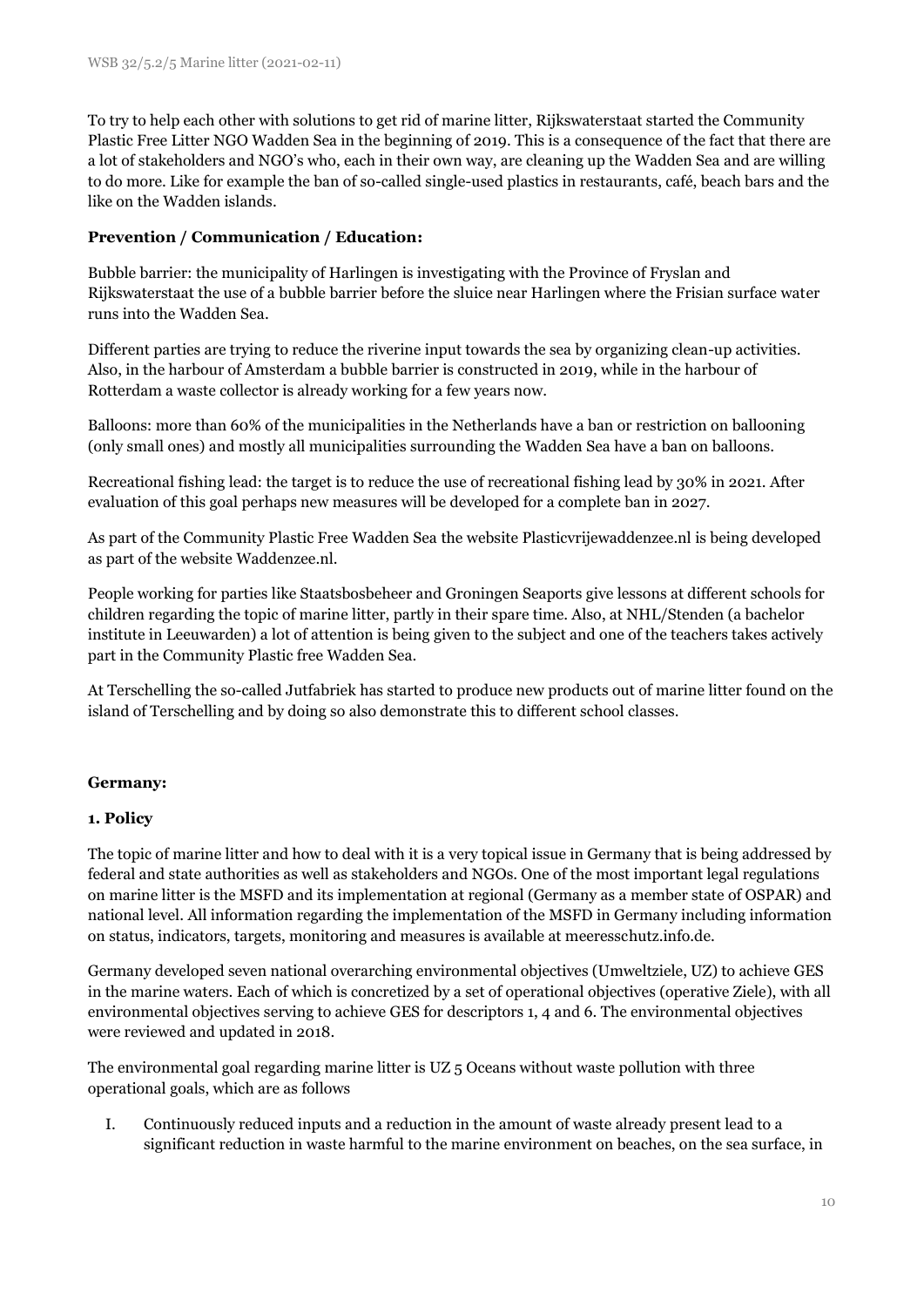To try to help each other with solutions to get rid of marine litter, Rijkswaterstaat started the Community Plastic Free Litter NGO Wadden Sea in the beginning of 2019. This is a consequence of the fact that there are a lot of stakeholders and NGO's who, each in their own way, are cleaning up the Wadden Sea and are willing to do more. Like for example the ban of so-called single-used plastics in restaurants, café, beach bars and the like on the Wadden islands.

**Prevention / Communication / Education:**

Bubble barrier: the municipality of Harlingen is investigating with the Province of Fryslan and Rijkswaterstaat the use of a bubble barrier before the sluice near Harlingen where the Frisian surface water runs into the Wadden Sea.

Different parties are trying to reduce the riverine input towards the sea by organizing clean-up activities. Also, in the harbour of Amsterdam a bubble barrier is constructed in 2019, while in the harbour of Rotterdam a waste collector is already working for a few years now.

Balloons: more than 60% of the municipalities in the Netherlands have a ban or restriction on ballooning (only small ones) and mostly all municipalities surrounding the Wadden Sea have a ban on balloons.

Recreational fishing lead: the target is to reduce the use of recreational fishing lead by 30% in 2021. After evaluation of this goal perhaps new measures will be developed for a complete ban in 2027.

As part of the Community Plastic Free Wadden Sea the website Plasticvrijewaddenzee.nl is being developed as part of the website Waddenzee.nl.

People working for parties like Staatsbosbeheer and Groningen Seaports give lessons at different schools for children regarding the topic of marine litter, partly in their spare time. Also, at NHL/Stenden (a bachelor institute in Leeuwarden) a lot of attention is being given to the subject and one of the teachers takes actively part in the Community Plastic free Wadden Sea.

At Terschelling the so-called Jutfabriek has started to produce new products out of marine litter found on the island of Terschelling and by doing so also demonstrate this to different school classes.

**Germany:**

**1. Policy**

The topic of marine litter and how to deal with it is a very topical issue in Germany that is being addressed by federal and state authorities as well as stakeholders and NGOs. One of the most important legal regulations on marine litter is the MSFD and its implementation at regional (Germany as a member state of OSPAR) and national level. All information regarding the implementation of the MSFD in Germany including information on status, indicators, targets, monitoring and measures is available at meeresschutz.info.de.

Germany developed seven national overarching environmental objectives (Umweltziele, UZ) to achieve GES in the marine waters. Each of which is concretized by a set of operational objectives (operative Ziele), with all environmental objectives serving to achieve GES for descriptors 1, 4 and 6. The environmental objectives were reviewed and updated in 2018.

The environmental goal regarding marine litter is UZ 5 Oceans without waste pollution with three operational goals, which are as follows

I. Continuously reduced inputs and a reduction in the amount of waste already present lead to a significant reduction in waste harmful to the marine environment on beaches, on the sea surface, in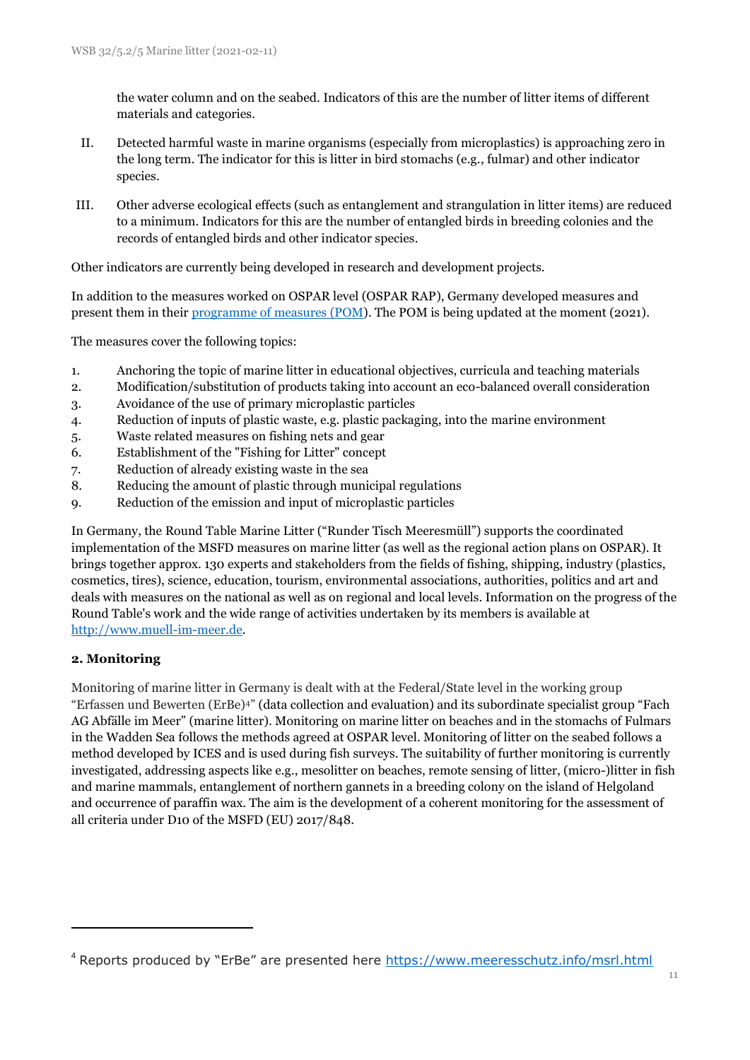the water column and on the seabed. Indicators of this are the number of litter items of different materials and categories.

II. Detected harmful waste in marine organisms (especially from microplastics) is approaching zero in the long term. The indicator for this is litter in bird stomachs (e.g., fulmar) and other indicator species.

III. Other adverse ecological effects (such as entanglement and strangulation in litter items) are reduced to a minimum. Indicators for this are the number of entangled birds in breeding colonies and the records of entangled birds and other indicator species.

Other indicators are currently being developed in research and development projects.

In addition to the measures worked on OSPAR level (OSPAR RAP), Germany developed measures and present them in their [programme of measures (POM)](). The POM is being updated at the moment (2021).

The measures cover the following topics:

1. Anchoring the topic of marine litter in educational objectives, curricula and teaching materials
2. Modification/substitution of products taking into account an eco-balanced overall consideration
3. Avoidance of the use of primary microplastic particles
4. Reduction of inputs of plastic waste, e.g. plastic packaging, into the marine environment
5. Waste related measures on fishing nets and gear
6. Establishment of the "Fishing for Litter" concept
7. Reduction of already existing waste in the sea
8. Reducing the amount of plastic through municipal regulations
9. Reduction of the emission and input of microplastic particles

In Germany, the Round Table Marine Litter ("Runder Tisch Meeresmüll") supports the coordinated implementation of the MSFD measures on marine litter (as well as the regional action plans on OSPAR). It brings together approx. 130 experts and stakeholders from the fields of fishing, shipping, industry (plastics, cosmetics, tires), science, education, tourism, environmental associations, authorities, politics and art and deals with measures on the national as well as on regional and local levels. Information on the progress of the Round Table's work and the wide range of activities undertaken by its members is available at http://www.muell-im-meer.de.

## 2. Monitoring

Monitoring of marine litter in Germany is dealt with at the Federal/State level in the working group "Erfassen und Bewerten (ErBe)[4]" (data collection and evaluation) and its subordinate specialist group "Fach AG Abfälle im Meer" (marine litter). Monitoring on marine litter on beaches and in the stomachs of Fulmars in the Wadden Sea follows the methods agreed at OSPAR level. Monitoring of litter on the seabed follows a method developed by ICES and is used during fish surveys. The suitability of further monitoring is currently investigated, addressing aspects like e.g., mesolitter on beaches, remote sensing of litter, (micro-)litter in fish and marine mammals, entanglement of northern gannets in a breeding colony on the island of Helgoland and occurrence of paraffin wax. The aim is the development of a coherent monitoring for the assessment of all criteria under D10 of the MSFD (EU) 2017/848.

[4] Reports produced by "ErBe" are presented here https://www.meeresschutz.info/msrl.html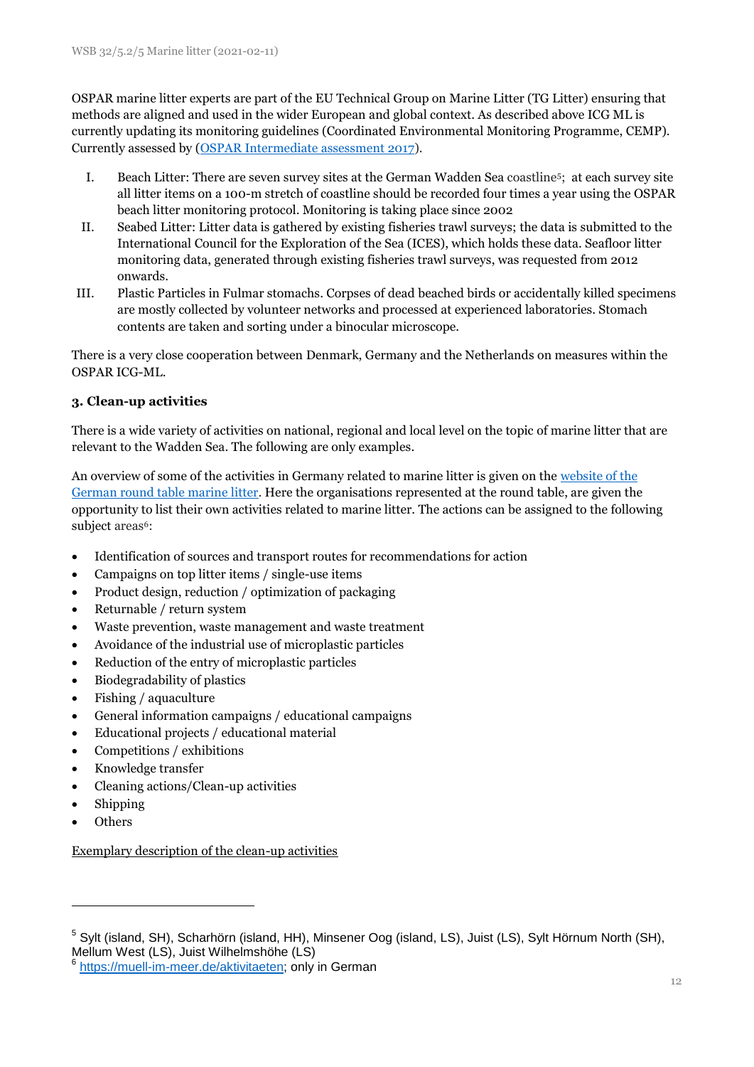OSPAR marine litter experts are part of the EU Technical Group on Marine Litter (TG Litter) ensuring that methods are aligned and used in the wider European and global context. As described above ICG ML is currently updating its monitoring guidelines (Coordinated Environmental Monitoring Programme, CEMP). Currently assessed by (OSPAR Intermediate assessment 2017).

I. Beach Litter: There are seven survey sites at the German Wadden Sea coastline[5]; at each survey site all litter items on a 100-m stretch of coastline should be recorded four times a year using the OSPAR beach litter monitoring protocol. Monitoring is taking place since 2002

II. Seabed Litter: Litter data is gathered by existing fisheries trawl surveys; the data is submitted to the International Council for the Exploration of the Sea (ICES), which holds these data. Seafloor litter monitoring data, generated through existing fisheries trawl surveys, was requested from 2012 onwards.

III. Plastic Particles in Fulmar stomachs. Corpses of dead beached birds or accidentally killed specimens are mostly collected by volunteer networks and processed at experienced laboratories. Stomach contents are taken and sorting under a binocular microscope.

There is a very close cooperation between Denmark, Germany and the Netherlands on measures within the OSPAR ICG-ML.

### 3. Clean-up activities

There is a wide variety of activities on national, regional and local level on the topic of marine litter that are relevant to the Wadden Sea. The following are only examples.

An overview of some of the activities in Germany related to marine litter is given on the website of the German round table marine litter. Here the organisations represented at the round table, are given the opportunity to list their own activities related to marine litter. The actions can be assigned to the following subject areas[6]:

- Identification of sources and transport routes for recommendations for action
- Campaigns on top litter items / single-use items
- Product design, reduction / optimization of packaging
- Returnable / return system
- Waste prevention, waste management and waste treatment
- Avoidance of the industrial use of microplastic particles
- Reduction of the entry of microplastic particles
- Biodegradability of plastics
- Fishing / aquaculture
- General information campaigns / educational campaigns
- Educational projects / educational material
- Competitions / exhibitions
- Knowledge transfer
- Cleaning actions/Clean-up activities
- Shipping
- Others

Exemplary description of the clean-up activities

---

[5] Sylt (island, SH), Scharhörn (island, HH), Minsener Oog (island, LS), Juist (LS), Sylt Hörnum North (SH), Mellum West (LS), Juist Wilhelmshöhe (LS)

[6] https://muell-im-meer.de/aktivitaeten; only in German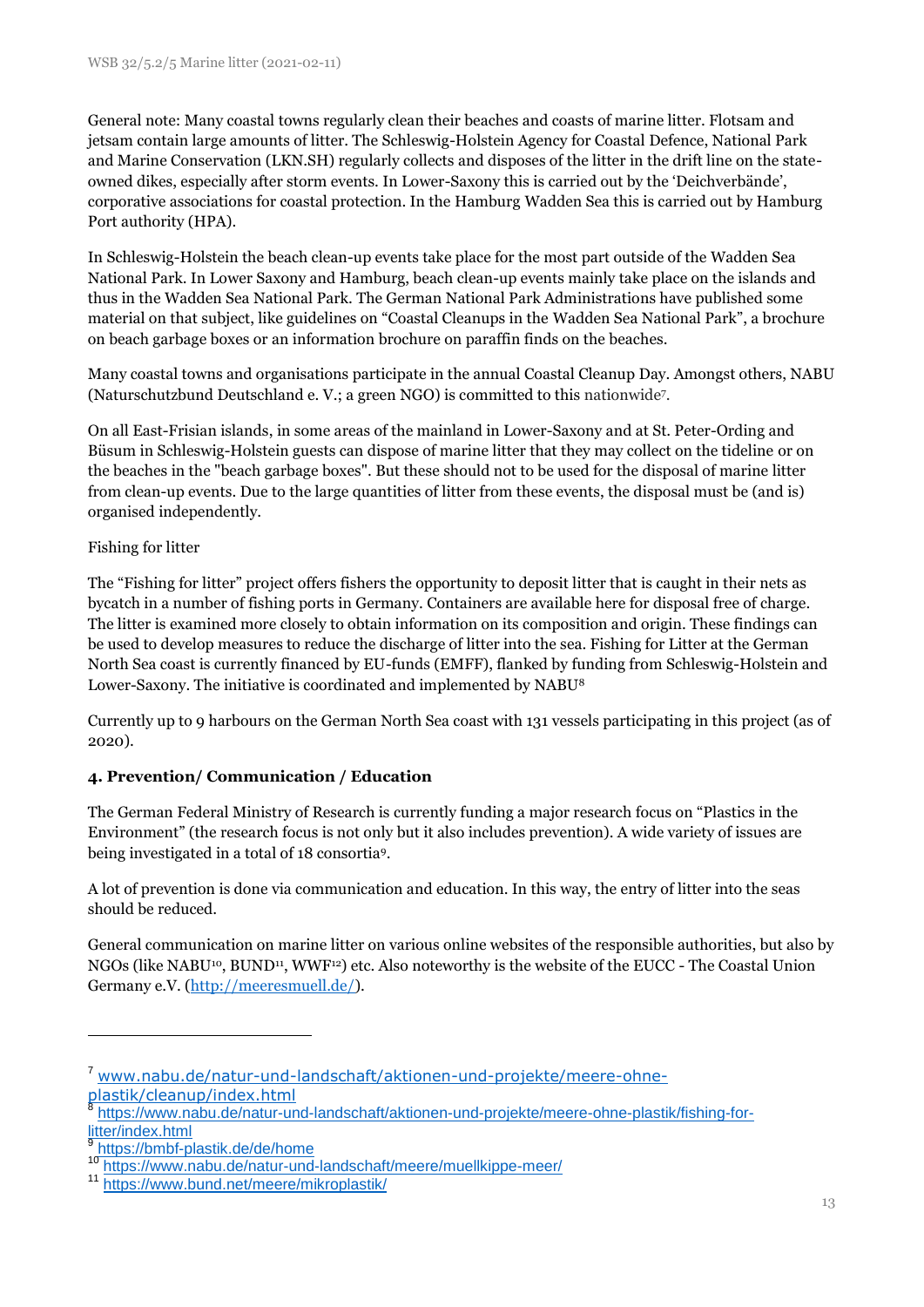General note: Many coastal towns regularly clean their beaches and coasts of marine litter. Flotsam and jetsam contain large amounts of litter. The Schleswig-Holstein Agency for Coastal Defence, National Park and Marine Conservation (LKN.SH) regularly collects and disposes of the litter in the drift line on the state-owned dikes, especially after storm events. In Lower-Saxony this is carried out by the 'Deichverbände', corporative associations for coastal protection. In the Hamburg Wadden Sea this is carried out by Hamburg Port authority (HPA).

In Schleswig-Holstein the beach clean-up events take place for the most part outside of the Wadden Sea National Park. In Lower Saxony and Hamburg, beach clean-up events mainly take place on the islands and thus in the Wadden Sea National Park. The German National Park Administrations have published some material on that subject, like guidelines on "Coastal Cleanups in the Wadden Sea National Park", a brochure on beach garbage boxes or an information brochure on paraffin finds on the beaches.

Many coastal towns and organisations participate in the annual Coastal Cleanup Day. Amongst others, NABU (Naturschutzbund Deutschland e. V.; a green NGO) is committed to this nationwide[7].

On all East-Frisian islands, in some areas of the mainland in Lower-Saxony and at St. Peter-Ording and Büsum in Schleswig-Holstein guests can dispose of marine litter that they may collect on the tideline or on the beaches in the "beach garbage boxes". But these should not to be used for the disposal of marine litter from clean-up events. Due to the large quantities of litter from these events, the disposal must be (and is) organised independently.

Fishing for litter

The "Fishing for litter" project offers fishers the opportunity to deposit litter that is caught in their nets as bycatch in a number of fishing ports in Germany. Containers are available here for disposal free of charge. The litter is examined more closely to obtain information on its composition and origin. These findings can be used to develop measures to reduce the discharge of litter into the sea. Fishing for Litter at the German North Sea coast is currently financed by EU-funds (EMFF), flanked by funding from Schleswig-Holstein and Lower-Saxony. The initiative is coordinated and implemented by NABU[8]

Currently up to 9 harbours on the German North Sea coast with 131 vessels participating in this project (as of 2020).

## 4. Prevention/ Communication / Education

The German Federal Ministry of Research is currently funding a major research focus on "Plastics in the Environment" (the research focus is not only but it also includes prevention). A wide variety of issues are being investigated in a total of 18 consortia[9].

A lot of prevention is done via communication and education. In this way, the entry of litter into the seas should be reduced.

General communication on marine litter on various online websites of the responsible authorities, but also by NGOs (like NABU[10], BUND[11], WWF[12]) etc. Also noteworthy is the website of the EUCC - The Coastal Union Germany e.V. (http://meeresmuell.de/).

---

[7] www.nabu.de/natur-und-landschaft/aktionen-und-projekte/meere-ohne-plastik/cleanup/index.html

[8] https://www.nabu.de/natur-und-landschaft/aktionen-und-projekte/meere-ohne-plastik/fishing-for-litter/index.html

[9] https://bmbf-plastik.de/de/home

[10] https://www.nabu.de/natur-und-landschaft/meere/muellkippe-meer/

[11] https://www.bund.net/meere/mikroplastik/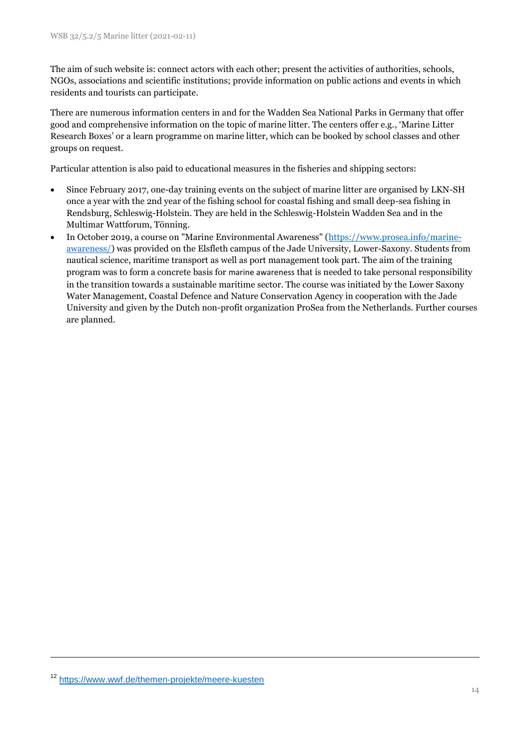The aim of such website is: connect actors with each other; present the activities of authorities, schools, NGOs, associations and scientific institutions; provide information on public actions and events in which residents and tourists can participate.

There are numerous information centers in and for the Wadden Sea National Parks in Germany that offer good and comprehensive information on the topic of marine litter. The centers offer e.g., 'Marine Litter Research Boxes' or a learn programme on marine litter, which can be booked by school classes and other groups on request.

Particular attention is also paid to educational measures in the fisheries and shipping sectors:

- Since February 2017, one-day training events on the subject of marine litter are organised by LKN-SH once a year with the 2nd year of the fishing school for coastal fishing and small deep-sea fishing in Rendsburg, Schleswig-Holstein. They are held in the Schleswig-Holstein Wadden Sea and in the Multimar Wattforum, Tönning.
- In October 2019, a course on "Marine Environmental Awareness" (https://www.prosea.info/marine-awareness/) was provided on the Elsfleth campus of the Jade University, Lower-Saxony. Students from nautical science, maritime transport as well as port management took part. The aim of the training program was to form a concrete basis for marine awareness that is needed to take personal responsibility in the transition towards a sustainable maritime sector. The course was initiated by the Lower Saxony Water Management, Coastal Defence and Nature Conservation Agency in cooperation with the Jade University and given by the Dutch non-profit organization ProSea from the Netherlands. Further courses are planned.

---

[12] https://www.wwf.de/themen-projekte/meere-kuesten